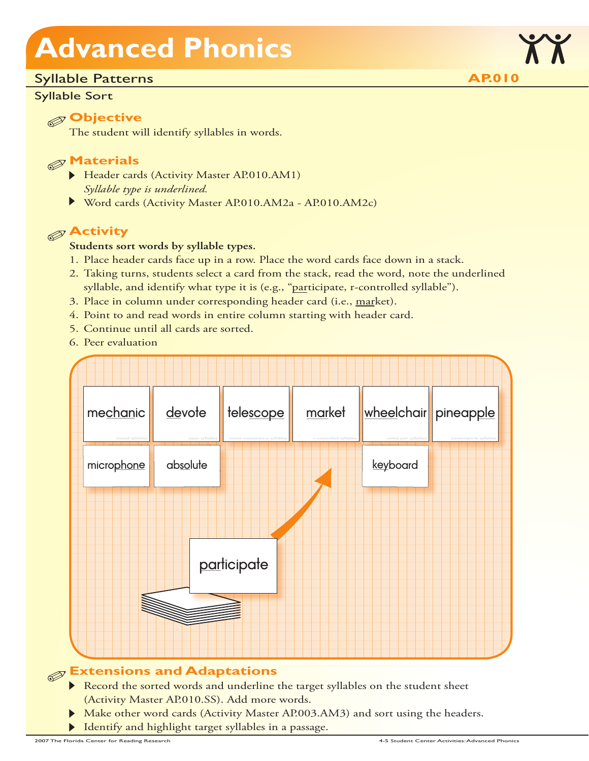# Advanced Phonics

## Syllable Patterns

**AP.010**

### Syllable Sort

### Objective

The student will identify syllables in words.

### Materials

- Header cards (Activity Master AP.010.AM1)
  *Syllable type is underlined.*
- Word cards (Activity Master AP.010.AM2a - AP.010.AM2c)

### Activity

**Students sort words by syllable types.**

1. Place header cards face up in a row. Place the word cards face down in a stack.
2. Taking turns, students select a card from the stack, read the word, note the underlined syllable, and identify what type it is (e.g., "<u>par</u>ticipate, r-controlled syllable").
3. Place in column under corresponding header card (i.e., <u>mar</u>ket).
4. Point to and read words in entire column starting with header card.
5. Continue until all cards are sorted.
6. Peer evaluation

| me<u>chan</u>ic | <u>de</u>vote | tele<u>scope</u> | <u>mar</u>ket | <u>wheel</u>chair | pineap<u>ple</u> |
|---|---|---|---|---|---|
| closed syllables | open syllables | vowel-consonant-e syllables | r-controlled syllables | vowel pair syllables | consonant-le syllables |
| micro<u>phone</u> | ab<u>so</u>lute | | | <u>key</u>board | |

<u>par</u>ticipate

### Extensions and Adaptations

- Record the sorted words and underline the target syllables on the student sheet (Activity Master AP.010.SS). Add more words.
- Make other word cards (Activity Master AP.003.AM3) and sort using the headers.
- Identify and highlight target syllables in a passage.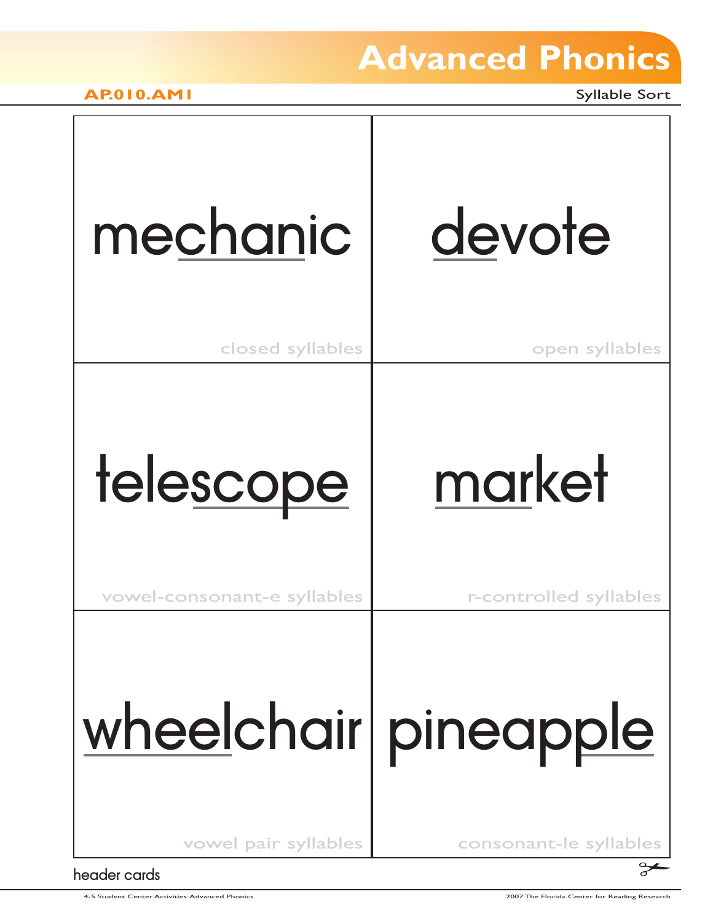# Advanced Phonics

**AP.010.AM1**

Syllable Sort

| | |
|---|---|
| mechanic<br><br>closed syllables | devote<br><br>open syllables |
| telescope<br><br>vowel-consonant-e syllables | market<br><br>r-controlled syllables |
| wheelchair<br><br>vowel pair syllables | pineapple<br><br>consonant-le syllables |

header cards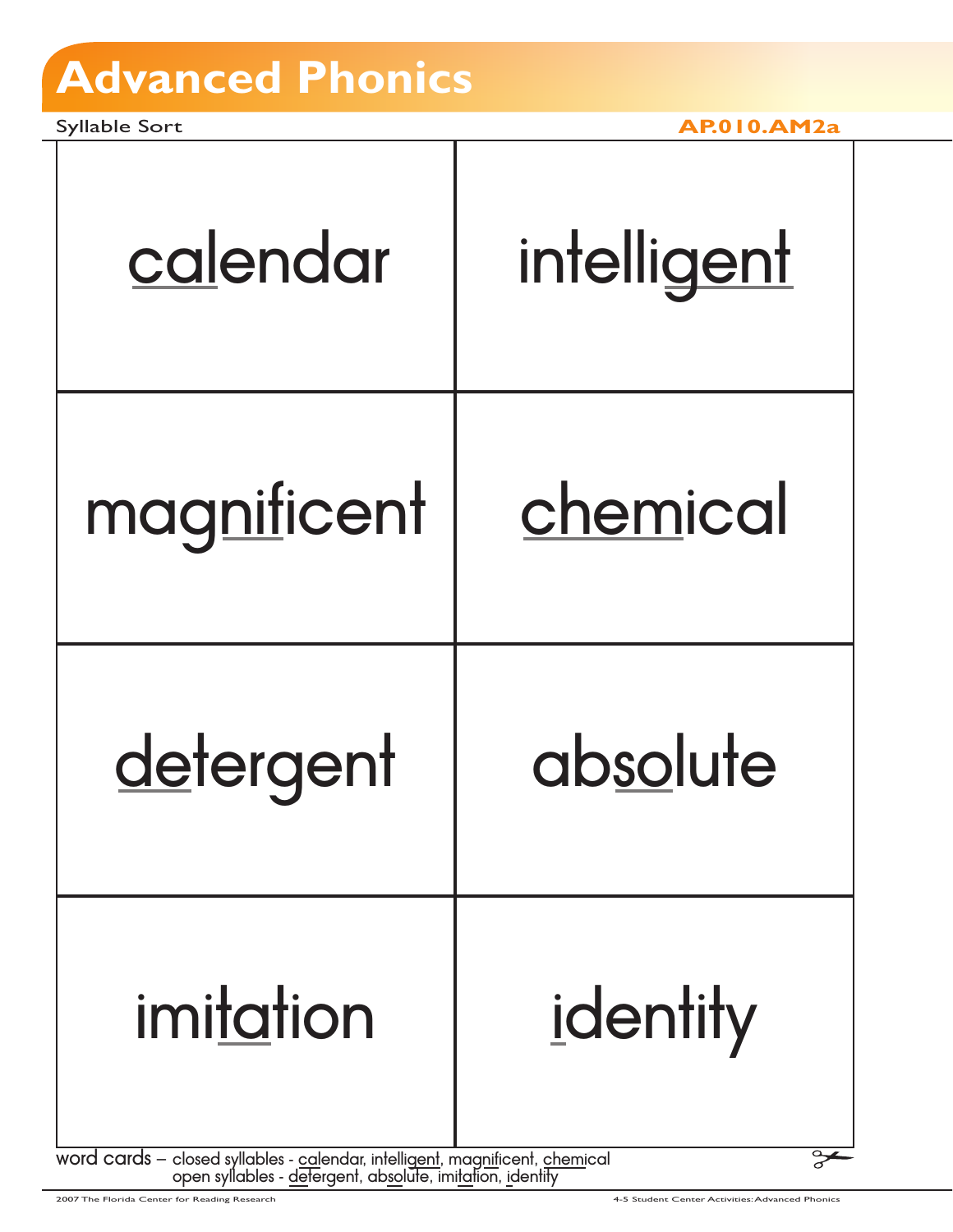# Advanced Phonics

Syllable Sort

AP.010.AM2a

| | |
|---|---|
| calendar | intelligent |
| magnificent | chemical |
| detergent | absolute |
| imitation | identity |

word cards – closed syllables - calendar, intelligent, magnificent, chemical
open syllables - detergent, absolute, imitation, identity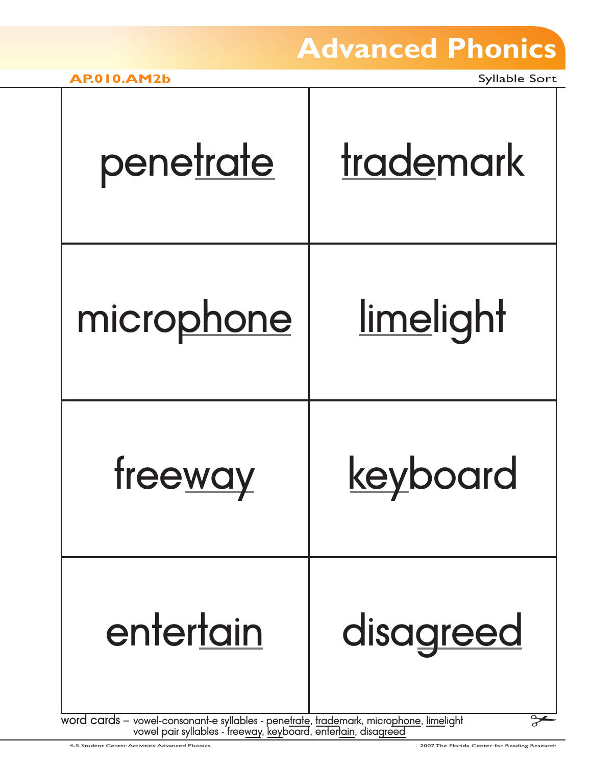# Advanced Phonics

**AP.010.AM2b**

Syllable Sort

| | |
|---|---|
| penetrate | trademark |
| microphone | limelight |
| freeway | keyboard |
| entertain | disagreed |

word cards – vowel-consonant-e syllables - penetrate, trademark, microphone, limelight
vowel pair syllables - freeway, keyboard, entertain, disagreed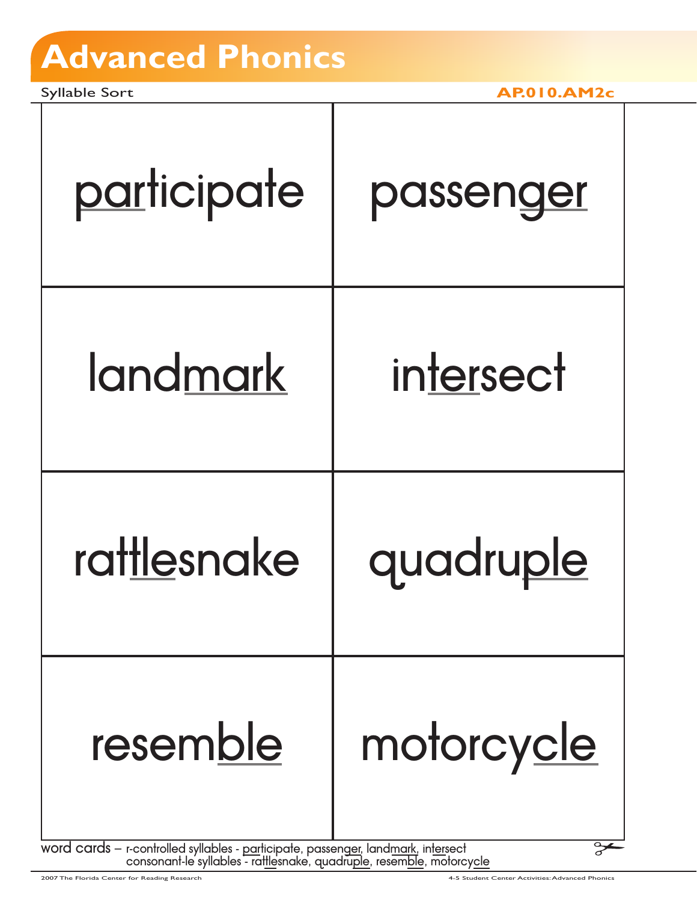# Advanced Phonics

Syllable Sort

**AP.010.AM2c**

| | |
|---|---|
| participate | passenger |
| landmark | intersect |
| rattlesnake | quadruple |
| resemble | motorcycle |

word cards – r-controlled syllables - participate, passenger, landmark, intersect
consonant-le syllables - rattlesnake, quadruple, resemble, motorcycle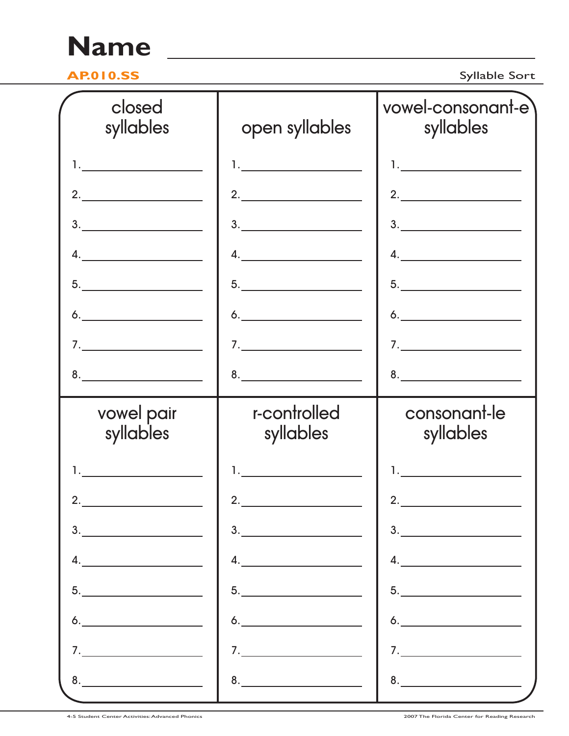Name ______________________

**AP.010.SS**

Syllable Sort

| closed syllables | open syllables | vowel-consonant-e syllables |
| --- | --- | --- |
| 1.________ | 1.________ | 1.________ |
| 2.________ | 2.________ | 2.________ |
| 3.________ | 3.________ | 3.________ |
| 4.________ | 4.________ | 4.________ |
| 5.________ | 5.________ | 5.________ |
| 6.________ | 6.________ | 6.________ |
| 7.________ | 7.________ | 7.________ |
| 8.________ | 8.________ | 8.________ |
| **vowel pair syllables** | **r-controlled syllables** | **consonant-le syllables** |
| 1.________ | 1.________ | 1.________ |
| 2.________ | 2.________ | 2.________ |
| 3.________ | 3.________ | 3.________ |
| 4.________ | 4.________ | 4.________ |
| 5.________ | 5.________ | 5.________ |
| 6.________ | 6.________ | 6.________ |
| 7.________ | 7.________ | 7.________ |
| 8.________ | 8.________ | 8.________ |